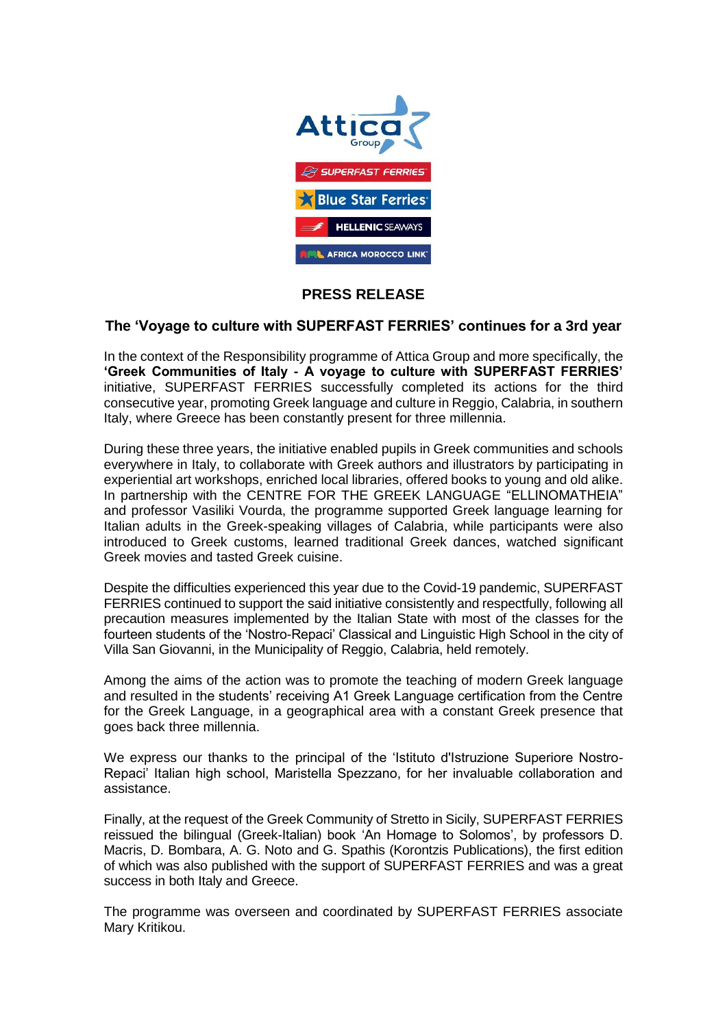# PRESS RELEASE

## The 'Voyage to culture with SUPERFAST FERRIES' continues for a 3rd year

In the context of the Responsibility programme of Attica Group and more specifically, the **'Greek Communities of Italy - A voyage to culture with SUPERFAST FERRIES'** initiative, SUPERFAST FERRIES successfully completed its actions for the third consecutive year, promoting Greek language and culture in Reggio, Calabria, in southern Italy, where Greece has been constantly present for three millennia.

During these three years, the initiative enabled pupils in Greek communities and schools everywhere in Italy, to collaborate with Greek authors and illustrators by participating in experiential art workshops, enriched local libraries, offered books to young and old alike. In partnership with the CENTRE FOR THE GREEK LANGUAGE "ELLINOMATHEIA" and professor Vasiliki Vourda, the programme supported Greek language learning for Italian adults in the Greek-speaking villages of Calabria, while participants were also introduced to Greek customs, learned traditional Greek dances, watched significant Greek movies and tasted Greek cuisine.

Despite the difficulties experienced this year due to the Covid-19 pandemic, SUPERFAST FERRIES continued to support the said initiative consistently and respectfully, following all precaution measures implemented by the Italian State with most of the classes for the fourteen students of the 'Nostro-Repaci' Classical and Linguistic High School in the city of Villa San Giovanni, in the Municipality of Reggio, Calabria, held remotely.

Among the aims of the action was to promote the teaching of modern Greek language and resulted in the students' receiving A1 Greek Language certification from the Centre for the Greek Language, in a geographical area with a constant Greek presence that goes back three millennia.

We express our thanks to the principal of the 'Istituto d'Istruzione Superiore Nostro-Repaci' Italian high school, Maristella Spezzano, for her invaluable collaboration and assistance.

Finally, at the request of the Greek Community of Stretto in Sicily, SUPERFAST FERRIES reissued the bilingual (Greek-Italian) book 'An Homage to Solomos', by professors D. Macris, D. Bombara, A. G. Noto and G. Spathis (Korontzis Publications), the first edition of which was also published with the support of SUPERFAST FERRIES and was a great success in both Italy and Greece.

The programme was overseen and coordinated by SUPERFAST FERRIES associate Mary Kritikou.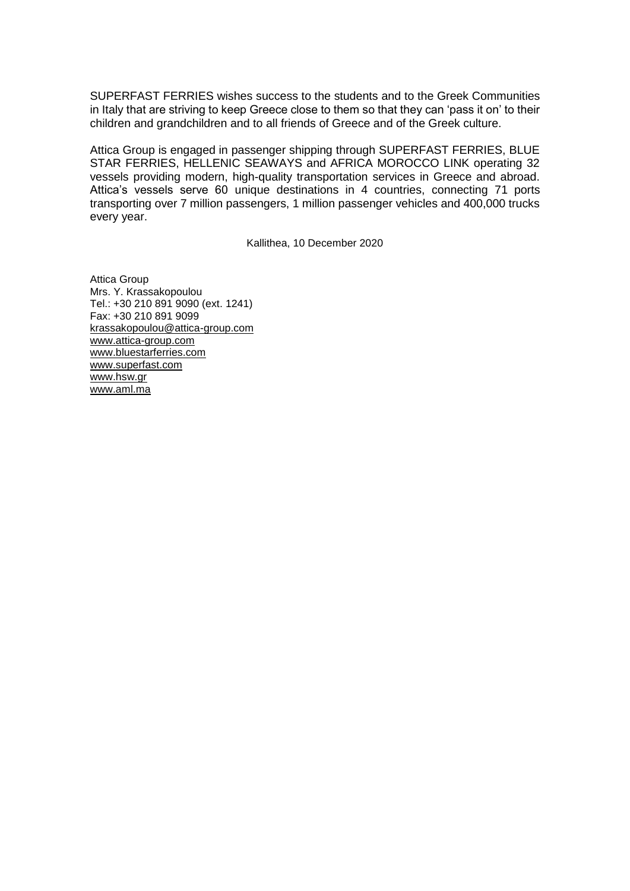SUPERFAST FERRIES wishes success to the students and to the Greek Communities in Italy that are striving to keep Greece close to them so that they can 'pass it on' to their children and grandchildren and to all friends of Greece and of the Greek culture.

Attica Group is engaged in passenger shipping through SUPERFAST FERRIES, BLUE STAR FERRIES, HELLENIC SEAWAYS and AFRICA MOROCCO LINK operating 32 vessels providing modern, high-quality transportation services in Greece and abroad. Attica's vessels serve 60 unique destinations in 4 countries, connecting 71 ports transporting over 7 million passengers, 1 million passenger vehicles and 400,000 trucks every year.

Kallithea, 10 December 2020

Attica Group  
Mrs. Y. Krassakopoulou  
Tel.: +30 210 891 9090 (ext. 1241)  
Fax: +30 210 891 9099  
krassakopoulou@attica-group.com  
www.attica-group.com  
www.bluestarferries.com  
www.superfast.com  
www.hsw.gr  
www.aml.ma